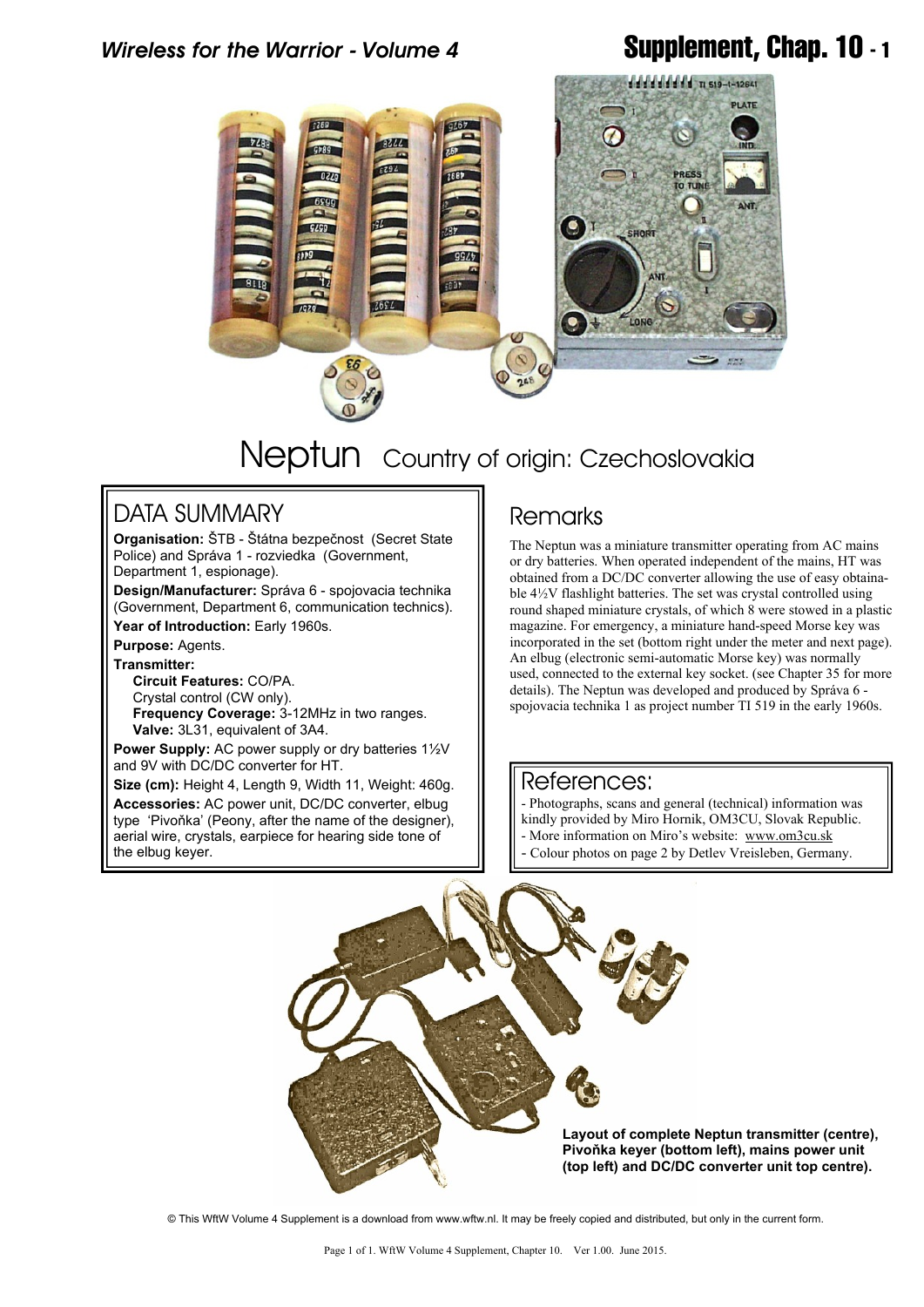# Neptun Country of origin: Czechoslovakia

## DATA SUMMARY

**Organisation:** ŠTB - Štátna bezpečnost (Secret State Police) and Správa 1 - rozviedka (Government, Department 1, espionage).

**Design/Manufacturer:** Správa 6 - spojovacia technika (Government, Department 6, communication technics).

**Year of Introduction:** Early 1960s.

**Purpose:** Agents.

**Transmitter:**

**Circuit Features:** CO/PA.
Crystal control (CW only).
**Frequency Coverage:** 3-12MHz in two ranges.
**Valve:** 3L31, equivalent of 3A4.

**Power Supply:** AC power supply or dry batteries 1½V and 9V with DC/DC converter for HT.

**Size (cm):** Height 4, Length 9, Width 11, Weight: 460g.

**Accessories:** AC power unit, DC/DC converter, elbug type 'Pivoňka' (Peony, after the name of the designer), aerial wire, crystals, earpiece for hearing side tone of the elbug keyer.

## Remarks

The Neptun was a miniature transmitter operating from AC mains or dry batteries. When operated independent of the mains, HT was obtained from a DC/DC converter allowing the use of easy obtainable 4½V flashlight batteries. The set was crystal controlled using round shaped miniature crystals, of which 8 were stowed in a plastic magazine. For emergency, a miniature hand-speed Morse key was incorporated in the set (bottom right under the meter and next page). An elbug (electronic semi-automatic Morse key) was normally used, connected to the external key socket. (see Chapter 35 for more details). The Neptun was developed and produced by Správa 6 - spojovacia technika 1 as project number TI 519 in the early 1960s.

## References:

- Photographs, scans and general (technical) information was kindly provided by Miro Hornik, OM3CU, Slovak Republic.
- More information on Miro's website: www.om3cu.sk
- Colour photos on page 2 by Detlev Vreisleben, Germany.

**Layout of complete Neptun transmitter (centre), Pivoňka keyer (bottom left), mains power unit (top left) and DC/DC converter unit top centre).**

© This WftW Volume 4 Supplement is a download from www.wftw.nl. It may be freely copied and distributed, but only in the current form.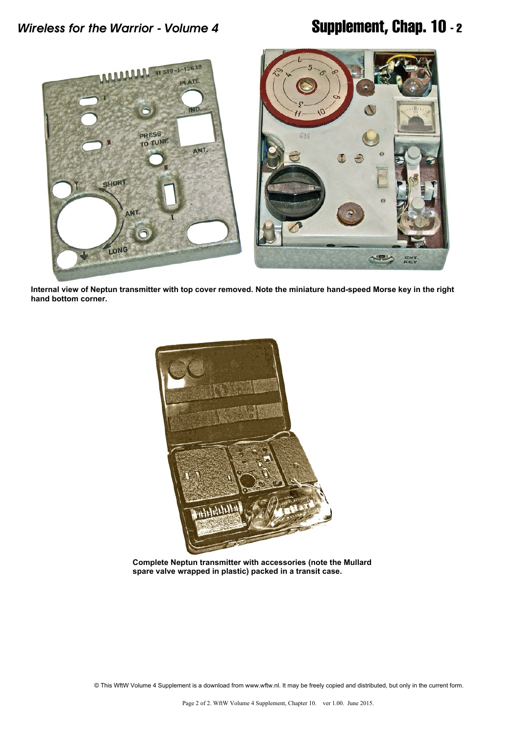Internal view of Neptun transmitter with top cover removed. Note the miniature hand-speed Morse key in the right hand bottom corner.

Complete Neptun transmitter with accessories (note the Mullard spare valve wrapped in plastic) packed in a transit case.

© This WftW Volume 4 Supplement is a download from www.wftw.nl. It may be freely copied and distributed, but only in the current form.